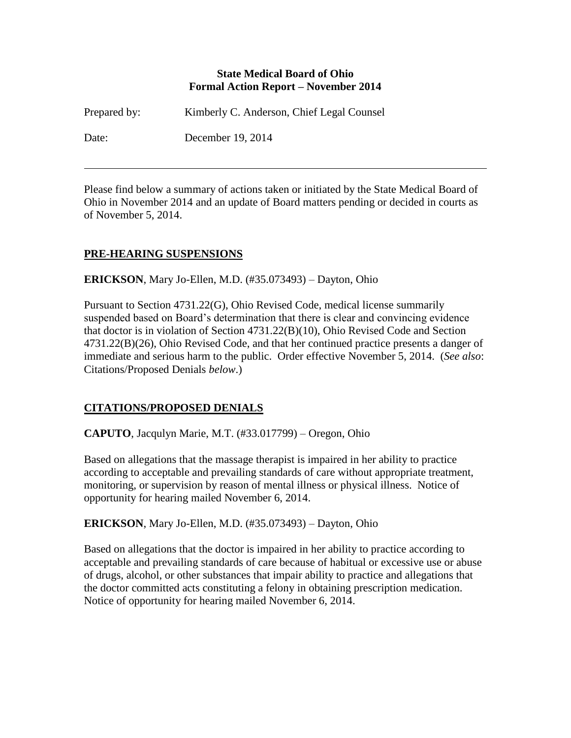**State Medical Board of Ohio**
**Formal Action Report – November 2014**

Prepared by: Kimberly C. Anderson, Chief Legal Counsel

Date: December 19, 2014

---

Please find below a summary of actions taken or initiated by the State Medical Board of Ohio in November 2014 and an update of Board matters pending or decided in courts as of November 5, 2014.

## PRE-HEARING SUSPENSIONS

**ERICKSON**, Mary Jo-Ellen, M.D. (#35.073493) – Dayton, Ohio

Pursuant to Section 4731.22(G), Ohio Revised Code, medical license summarily suspended based on Board's determination that there is clear and convincing evidence that doctor is in violation of Section 4731.22(B)(10), Ohio Revised Code and Section 4731.22(B)(26), Ohio Revised Code, and that her continued practice presents a danger of immediate and serious harm to the public. Order effective November 5, 2014. (*See also*: Citations/Proposed Denials *below*.)

## CITATIONS/PROPOSED DENIALS

**CAPUTO**, Jacqulyn Marie, M.T. (#33.017799) – Oregon, Ohio

Based on allegations that the massage therapist is impaired in her ability to practice according to acceptable and prevailing standards of care without appropriate treatment, monitoring, or supervision by reason of mental illness or physical illness. Notice of opportunity for hearing mailed November 6, 2014.

**ERICKSON**, Mary Jo-Ellen, M.D. (#35.073493) – Dayton, Ohio

Based on allegations that the doctor is impaired in her ability to practice according to acceptable and prevailing standards of care because of habitual or excessive use or abuse of drugs, alcohol, or other substances that impair ability to practice and allegations that the doctor committed acts constituting a felony in obtaining prescription medication. Notice of opportunity for hearing mailed November 6, 2014.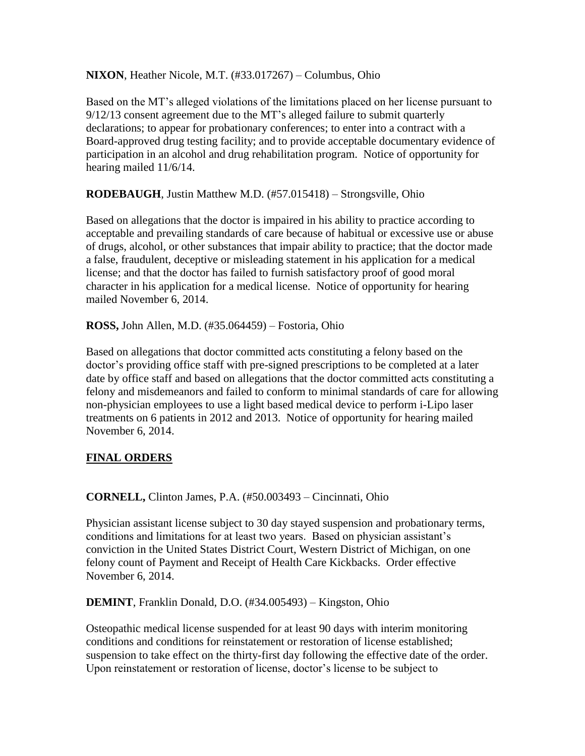**NIXON**, Heather Nicole, M.T. (#33.017267) – Columbus, Ohio

Based on the MT's alleged violations of the limitations placed on her license pursuant to 9/12/13 consent agreement due to the MT's alleged failure to submit quarterly declarations; to appear for probationary conferences; to enter into a contract with a Board-approved drug testing facility; and to provide acceptable documentary evidence of participation in an alcohol and drug rehabilitation program. Notice of opportunity for hearing mailed 11/6/14.

**RODEBAUGH**, Justin Matthew M.D. (#57.015418) – Strongsville, Ohio

Based on allegations that the doctor is impaired in his ability to practice according to acceptable and prevailing standards of care because of habitual or excessive use or abuse of drugs, alcohol, or other substances that impair ability to practice; that the doctor made a false, fraudulent, deceptive or misleading statement in his application for a medical license; and that the doctor has failed to furnish satisfactory proof of good moral character in his application for a medical license. Notice of opportunity for hearing mailed November 6, 2014.

**ROSS,** John Allen, M.D. (#35.064459) – Fostoria, Ohio

Based on allegations that doctor committed acts constituting a felony based on the doctor's providing office staff with pre-signed prescriptions to be completed at a later date by office staff and based on allegations that the doctor committed acts constituting a felony and misdemeanors and failed to conform to minimal standards of care for allowing non-physician employees to use a light based medical device to perform i-Lipo laser treatments on 6 patients in 2012 and 2013. Notice of opportunity for hearing mailed November 6, 2014.

## FINAL ORDERS

**CORNELL,** Clinton James, P.A. (#50.003493 – Cincinnati, Ohio

Physician assistant license subject to 30 day stayed suspension and probationary terms, conditions and limitations for at least two years. Based on physician assistant's conviction in the United States District Court, Western District of Michigan, on one felony count of Payment and Receipt of Health Care Kickbacks. Order effective November 6, 2014.

**DEMINT**, Franklin Donald, D.O. (#34.005493) – Kingston, Ohio

Osteopathic medical license suspended for at least 90 days with interim monitoring conditions and conditions for reinstatement or restoration of license established; suspension to take effect on the thirty-first day following the effective date of the order. Upon reinstatement or restoration of license, doctor's license to be subject to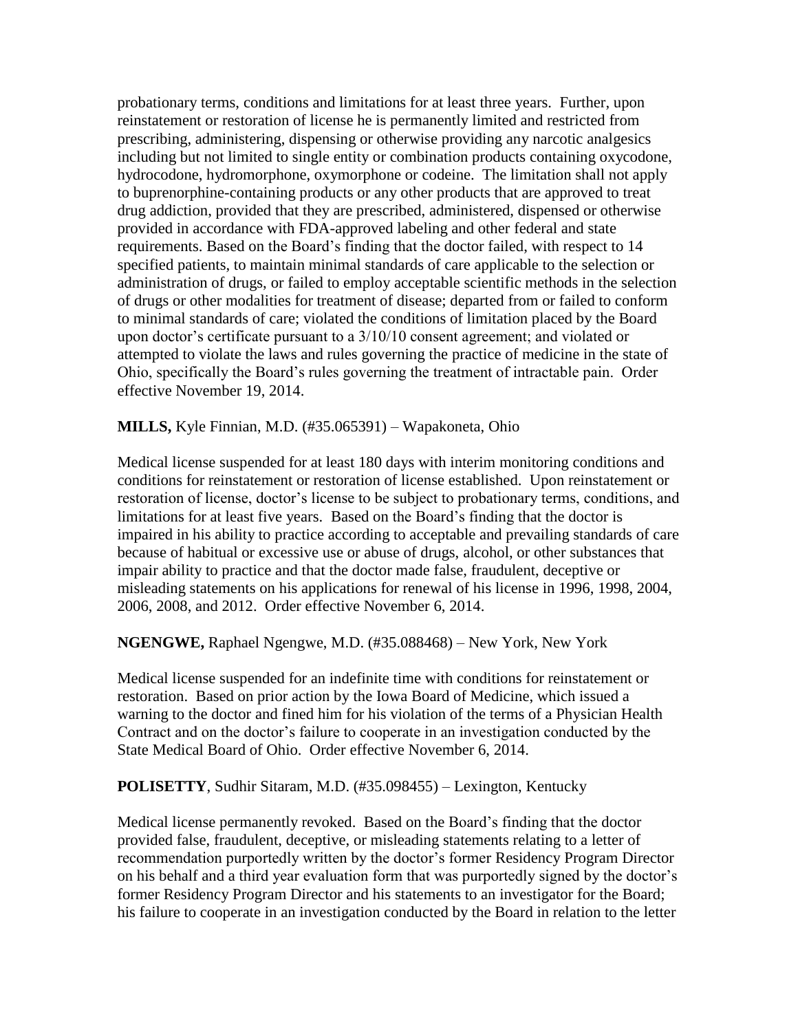probationary terms, conditions and limitations for at least three years. Further, upon reinstatement or restoration of license he is permanently limited and restricted from prescribing, administering, dispensing or otherwise providing any narcotic analgesics including but not limited to single entity or combination products containing oxycodone, hydrocodone, hydromorphone, oxymorphone or codeine. The limitation shall not apply to buprenorphine-containing products or any other products that are approved to treat drug addiction, provided that they are prescribed, administered, dispensed or otherwise provided in accordance with FDA-approved labeling and other federal and state requirements. Based on the Board's finding that the doctor failed, with respect to 14 specified patients, to maintain minimal standards of care applicable to the selection or administration of drugs, or failed to employ acceptable scientific methods in the selection of drugs or other modalities for treatment of disease; departed from or failed to conform to minimal standards of care; violated the conditions of limitation placed by the Board upon doctor's certificate pursuant to a 3/10/10 consent agreement; and violated or attempted to violate the laws and rules governing the practice of medicine in the state of Ohio, specifically the Board's rules governing the treatment of intractable pain. Order effective November 19, 2014.

**MILLS,** Kyle Finnian, M.D. (#35.065391) – Wapakoneta, Ohio

Medical license suspended for at least 180 days with interim monitoring conditions and conditions for reinstatement or restoration of license established. Upon reinstatement or restoration of license, doctor's license to be subject to probationary terms, conditions, and limitations for at least five years. Based on the Board's finding that the doctor is impaired in his ability to practice according to acceptable and prevailing standards of care because of habitual or excessive use or abuse of drugs, alcohol, or other substances that impair ability to practice and that the doctor made false, fraudulent, deceptive or misleading statements on his applications for renewal of his license in 1996, 1998, 2004, 2006, 2008, and 2012. Order effective November 6, 2014.

**NGENGWE,** Raphael Ngengwe, M.D. (#35.088468) – New York, New York

Medical license suspended for an indefinite time with conditions for reinstatement or restoration. Based on prior action by the Iowa Board of Medicine, which issued a warning to the doctor and fined him for his violation of the terms of a Physician Health Contract and on the doctor's failure to cooperate in an investigation conducted by the State Medical Board of Ohio. Order effective November 6, 2014.

**POLISETTY**, Sudhir Sitaram, M.D. (#35.098455) – Lexington, Kentucky

Medical license permanently revoked. Based on the Board's finding that the doctor provided false, fraudulent, deceptive, or misleading statements relating to a letter of recommendation purportedly written by the doctor's former Residency Program Director on his behalf and a third year evaluation form that was purportedly signed by the doctor's former Residency Program Director and his statements to an investigator for the Board; his failure to cooperate in an investigation conducted by the Board in relation to the letter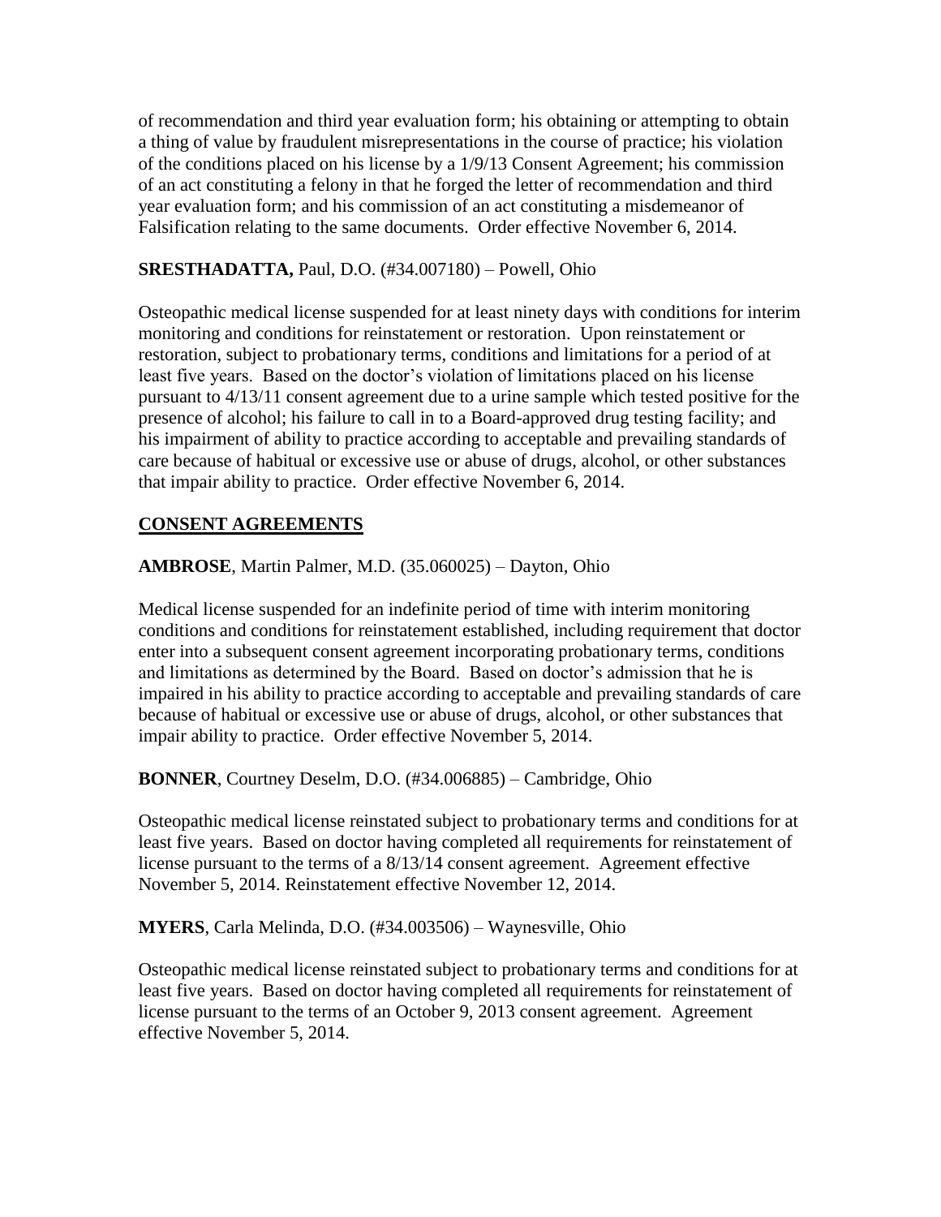of recommendation and third year evaluation form; his obtaining or attempting to obtain a thing of value by fraudulent misrepresentations in the course of practice; his violation of the conditions placed on his license by a 1/9/13 Consent Agreement; his commission of an act constituting a felony in that he forged the letter of recommendation and third year evaluation form; and his commission of an act constituting a misdemeanor of Falsification relating to the same documents. Order effective November 6, 2014.

**SRESTHADATTA,** Paul, D.O. (#34.007180) – Powell, Ohio

Osteopathic medical license suspended for at least ninety days with conditions for interim monitoring and conditions for reinstatement or restoration. Upon reinstatement or restoration, subject to probationary terms, conditions and limitations for a period of at least five years. Based on the doctor's violation of limitations placed on his license pursuant to 4/13/11 consent agreement due to a urine sample which tested positive for the presence of alcohol; his failure to call in to a Board-approved drug testing facility; and his impairment of ability to practice according to acceptable and prevailing standards of care because of habitual or excessive use or abuse of drugs, alcohol, or other substances that impair ability to practice. Order effective November 6, 2014.

## CONSENT AGREEMENTS

**AMBROSE**, Martin Palmer, M.D. (35.060025) – Dayton, Ohio

Medical license suspended for an indefinite period of time with interim monitoring conditions and conditions for reinstatement established, including requirement that doctor enter into a subsequent consent agreement incorporating probationary terms, conditions and limitations as determined by the Board. Based on doctor's admission that he is impaired in his ability to practice according to acceptable and prevailing standards of care because of habitual or excessive use or abuse of drugs, alcohol, or other substances that impair ability to practice. Order effective November 5, 2014.

**BONNER**, Courtney Deselm, D.O. (#34.006885) – Cambridge, Ohio

Osteopathic medical license reinstated subject to probationary terms and conditions for at least five years. Based on doctor having completed all requirements for reinstatement of license pursuant to the terms of a 8/13/14 consent agreement. Agreement effective November 5, 2014. Reinstatement effective November 12, 2014.

**MYERS**, Carla Melinda, D.O. (#34.003506) – Waynesville, Ohio

Osteopathic medical license reinstated subject to probationary terms and conditions for at least five years. Based on doctor having completed all requirements for reinstatement of license pursuant to the terms of an October 9, 2013 consent agreement. Agreement effective November 5, 2014.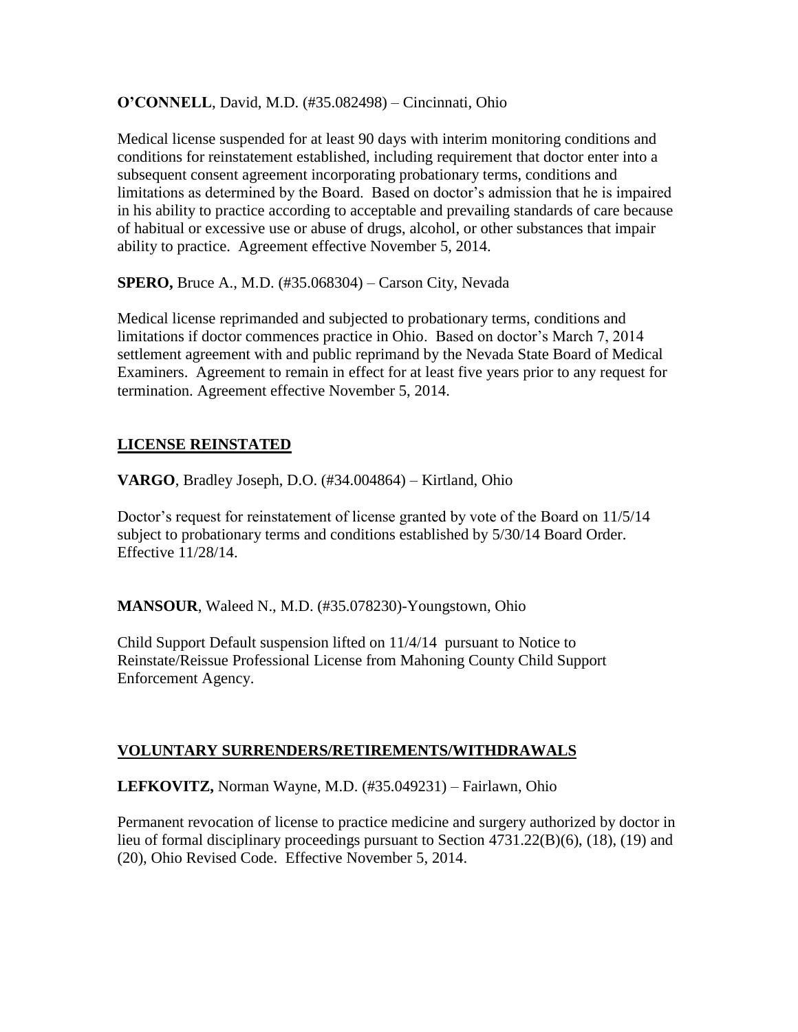**O'CONNELL**, David, M.D. (#35.082498) – Cincinnati, Ohio

Medical license suspended for at least 90 days with interim monitoring conditions and conditions for reinstatement established, including requirement that doctor enter into a subsequent consent agreement incorporating probationary terms, conditions and limitations as determined by the Board. Based on doctor's admission that he is impaired in his ability to practice according to acceptable and prevailing standards of care because of habitual or excessive use or abuse of drugs, alcohol, or other substances that impair ability to practice. Agreement effective November 5, 2014.

**SPERO,** Bruce A., M.D. (#35.068304) – Carson City, Nevada

Medical license reprimanded and subjected to probationary terms, conditions and limitations if doctor commences practice in Ohio. Based on doctor's March 7, 2014 settlement agreement with and public reprimand by the Nevada State Board of Medical Examiners. Agreement to remain in effect for at least five years prior to any request for termination. Agreement effective November 5, 2014.

## LICENSE REINSTATED

**VARGO**, Bradley Joseph, D.O. (#34.004864) – Kirtland, Ohio

Doctor's request for reinstatement of license granted by vote of the Board on 11/5/14 subject to probationary terms and conditions established by 5/30/14 Board Order. Effective 11/28/14.

**MANSOUR**, Waleed N., M.D. (#35.078230)-Youngstown, Ohio

Child Support Default suspension lifted on 11/4/14 pursuant to Notice to Reinstate/Reissue Professional License from Mahoning County Child Support Enforcement Agency.

## VOLUNTARY SURRENDERS/RETIREMENTS/WITHDRAWALS

**LEFKOVITZ,** Norman Wayne, M.D. (#35.049231) – Fairlawn, Ohio

Permanent revocation of license to practice medicine and surgery authorized by doctor in lieu of formal disciplinary proceedings pursuant to Section 4731.22(B)(6), (18), (19) and (20), Ohio Revised Code. Effective November 5, 2014.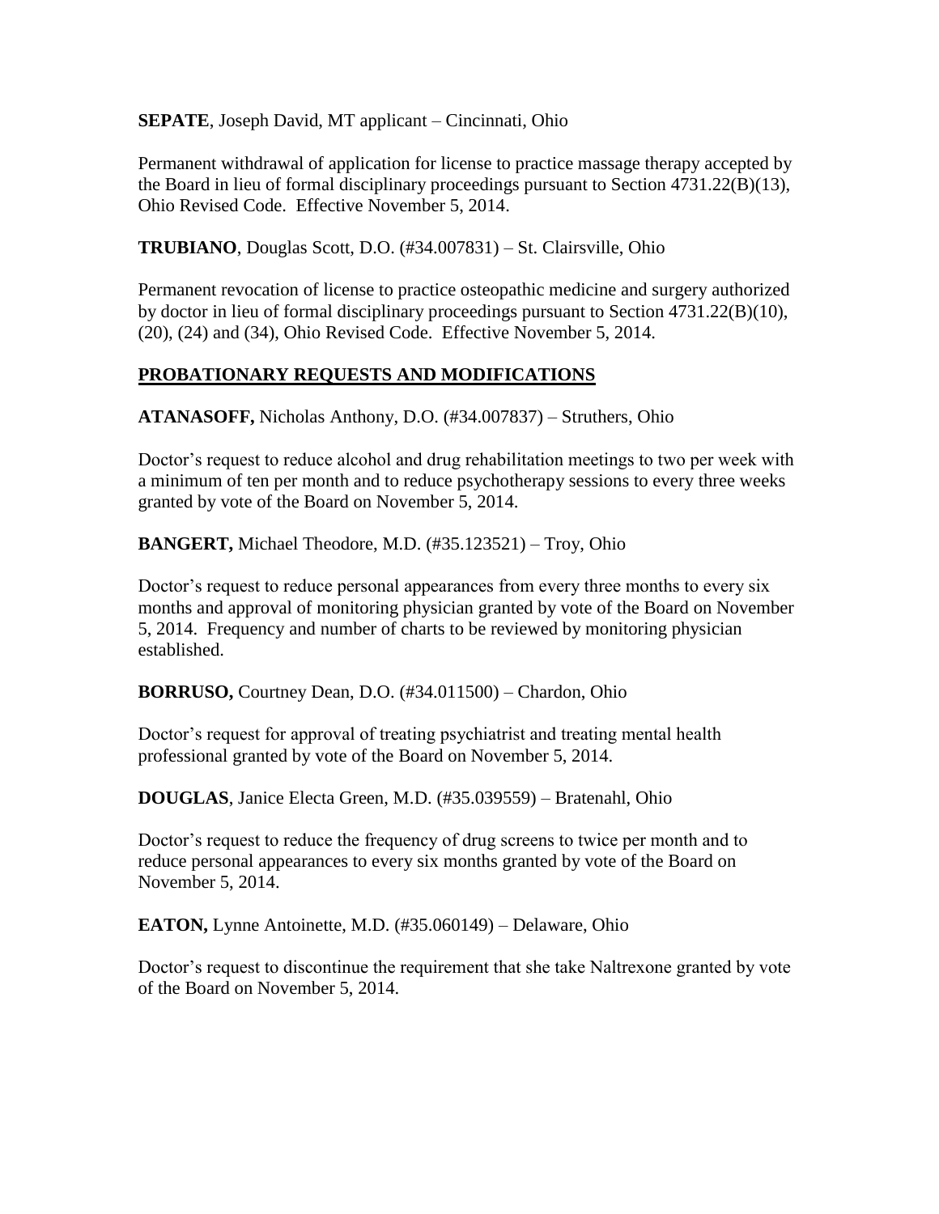**SEPATE**, Joseph David, MT applicant – Cincinnati, Ohio

Permanent withdrawal of application for license to practice massage therapy accepted by the Board in lieu of formal disciplinary proceedings pursuant to Section 4731.22(B)(13), Ohio Revised Code. Effective November 5, 2014.

**TRUBIANO**, Douglas Scott, D.O. (#34.007831) – St. Clairsville, Ohio

Permanent revocation of license to practice osteopathic medicine and surgery authorized by doctor in lieu of formal disciplinary proceedings pursuant to Section 4731.22(B)(10), (20), (24) and (34), Ohio Revised Code. Effective November 5, 2014.

## PROBATIONARY REQUESTS AND MODIFICATIONS

**ATANASOFF,** Nicholas Anthony, D.O. (#34.007837) – Struthers, Ohio

Doctor's request to reduce alcohol and drug rehabilitation meetings to two per week with a minimum of ten per month and to reduce psychotherapy sessions to every three weeks granted by vote of the Board on November 5, 2014.

**BANGERT,** Michael Theodore, M.D. (#35.123521) – Troy, Ohio

Doctor's request to reduce personal appearances from every three months to every six months and approval of monitoring physician granted by vote of the Board on November 5, 2014. Frequency and number of charts to be reviewed by monitoring physician established.

**BORRUSO,** Courtney Dean, D.O. (#34.011500) – Chardon, Ohio

Doctor's request for approval of treating psychiatrist and treating mental health professional granted by vote of the Board on November 5, 2014.

**DOUGLAS**, Janice Electa Green, M.D. (#35.039559) – Bratenahl, Ohio

Doctor's request to reduce the frequency of drug screens to twice per month and to reduce personal appearances to every six months granted by vote of the Board on November 5, 2014.

**EATON,** Lynne Antoinette, M.D. (#35.060149) – Delaware, Ohio

Doctor's request to discontinue the requirement that she take Naltrexone granted by vote of the Board on November 5, 2014.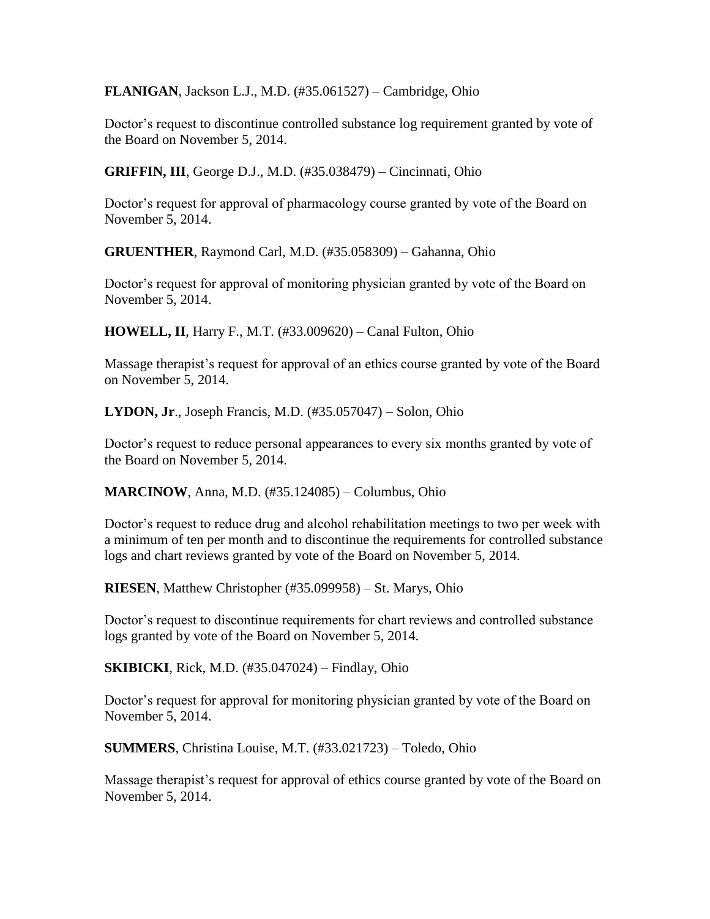**FLANIGAN**, Jackson L.J., M.D. (#35.061527) – Cambridge, Ohio

Doctor's request to discontinue controlled substance log requirement granted by vote of the Board on November 5, 2014.

**GRIFFIN, III**, George D.J., M.D. (#35.038479) – Cincinnati, Ohio

Doctor's request for approval of pharmacology course granted by vote of the Board on November 5, 2014.

**GRUENTHER**, Raymond Carl, M.D. (#35.058309) – Gahanna, Ohio

Doctor's request for approval of monitoring physician granted by vote of the Board on November 5, 2014.

**HOWELL, II**, Harry F., M.T. (#33.009620) – Canal Fulton, Ohio

Massage therapist's request for approval of an ethics course granted by vote of the Board on November 5, 2014.

**LYDON, Jr**., Joseph Francis, M.D. (#35.057047) – Solon, Ohio

Doctor's request to reduce personal appearances to every six months granted by vote of the Board on November 5, 2014.

**MARCINOW**, Anna, M.D. (#35.124085) – Columbus, Ohio

Doctor's request to reduce drug and alcohol rehabilitation meetings to two per week with a minimum of ten per month and to discontinue the requirements for controlled substance logs and chart reviews granted by vote of the Board on November 5, 2014.

**RIESEN**, Matthew Christopher (#35.099958) – St. Marys, Ohio

Doctor's request to discontinue requirements for chart reviews and controlled substance logs granted by vote of the Board on November 5, 2014.

**SKIBICKI**, Rick, M.D. (#35.047024) – Findlay, Ohio

Doctor's request for approval for monitoring physician granted by vote of the Board on November 5, 2014.

**SUMMERS**, Christina Louise, M.T. (#33.021723) – Toledo, Ohio

Massage therapist's request for approval of ethics course granted by vote of the Board on November 5, 2014.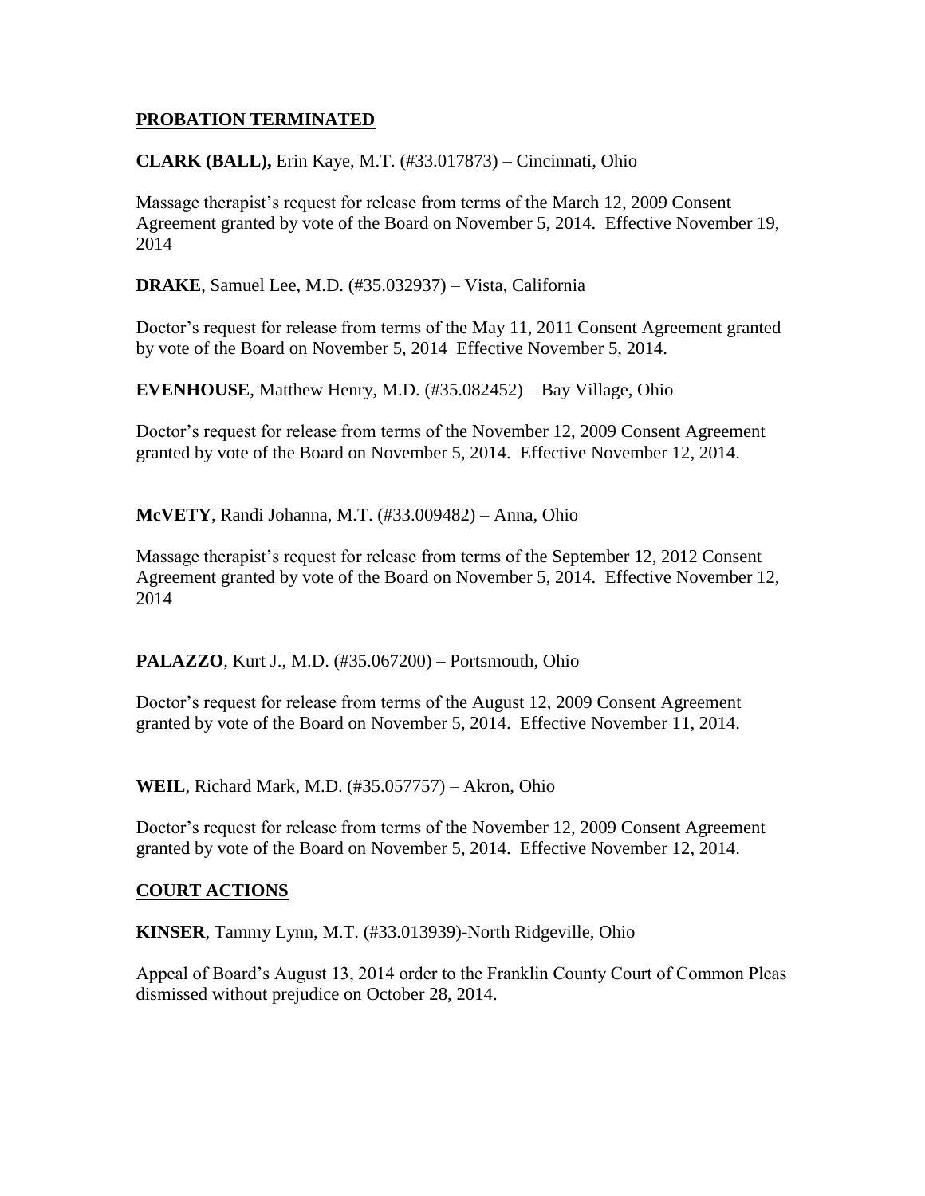## PROBATION TERMINATED

**CLARK (BALL),** Erin Kaye, M.T. (#33.017873) – Cincinnati, Ohio

Massage therapist's request for release from terms of the March 12, 2009 Consent Agreement granted by vote of the Board on November 5, 2014. Effective November 19, 2014

**DRAKE**, Samuel Lee, M.D. (#35.032937) – Vista, California

Doctor's request for release from terms of the May 11, 2011 Consent Agreement granted by vote of the Board on November 5, 2014 Effective November 5, 2014.

**EVENHOUSE**, Matthew Henry, M.D. (#35.082452) – Bay Village, Ohio

Doctor's request for release from terms of the November 12, 2009 Consent Agreement granted by vote of the Board on November 5, 2014. Effective November 12, 2014.

**McVETY**, Randi Johanna, M.T. (#33.009482) – Anna, Ohio

Massage therapist's request for release from terms of the September 12, 2012 Consent Agreement granted by vote of the Board on November 5, 2014. Effective November 12, 2014

**PALAZZO**, Kurt J., M.D. (#35.067200) – Portsmouth, Ohio

Doctor's request for release from terms of the August 12, 2009 Consent Agreement granted by vote of the Board on November 5, 2014. Effective November 11, 2014.

**WEIL**, Richard Mark, M.D. (#35.057757) – Akron, Ohio

Doctor's request for release from terms of the November 12, 2009 Consent Agreement granted by vote of the Board on November 5, 2014. Effective November 12, 2014.

## COURT ACTIONS

**KINSER**, Tammy Lynn, M.T. (#33.013939)-North Ridgeville, Ohio

Appeal of Board's August 13, 2014 order to the Franklin County Court of Common Pleas dismissed without prejudice on October 28, 2014.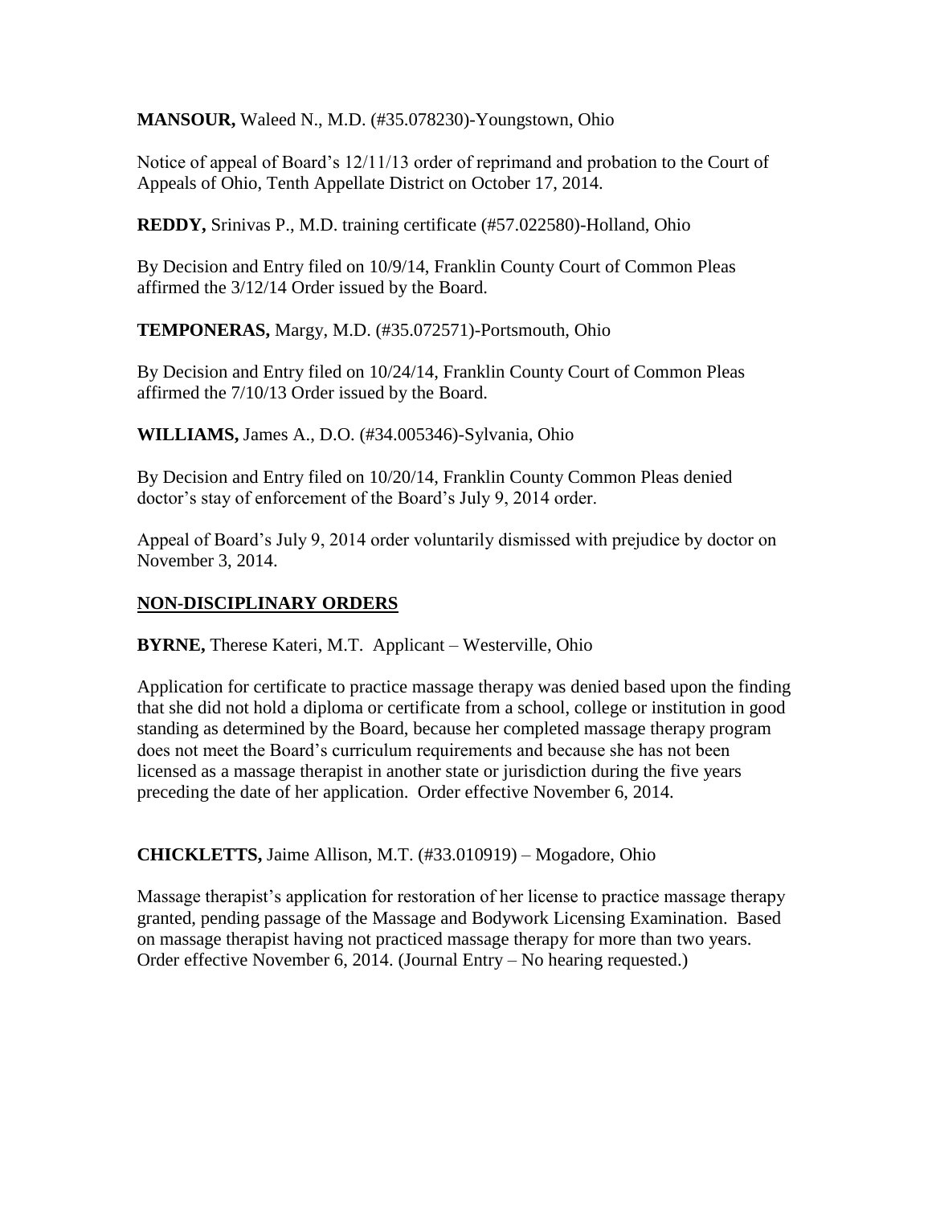**MANSOUR,** Waleed N., M.D. (#35.078230)-Youngstown, Ohio

Notice of appeal of Board's 12/11/13 order of reprimand and probation to the Court of Appeals of Ohio, Tenth Appellate District on October 17, 2014.

**REDDY,** Srinivas P., M.D. training certificate (#57.022580)-Holland, Ohio

By Decision and Entry filed on 10/9/14, Franklin County Court of Common Pleas affirmed the 3/12/14 Order issued by the Board.

**TEMPONERAS,** Margy, M.D. (#35.072571)-Portsmouth, Ohio

By Decision and Entry filed on 10/24/14, Franklin County Court of Common Pleas affirmed the 7/10/13 Order issued by the Board.

**WILLIAMS,** James A., D.O. (#34.005346)-Sylvania, Ohio

By Decision and Entry filed on 10/20/14, Franklin County Common Pleas denied doctor's stay of enforcement of the Board's July 9, 2014 order.

Appeal of Board's July 9, 2014 order voluntarily dismissed with prejudice by doctor on November 3, 2014.

## NON-DISCIPLINARY ORDERS

**BYRNE,** Therese Kateri, M.T. Applicant – Westerville, Ohio

Application for certificate to practice massage therapy was denied based upon the finding that she did not hold a diploma or certificate from a school, college or institution in good standing as determined by the Board, because her completed massage therapy program does not meet the Board's curriculum requirements and because she has not been licensed as a massage therapist in another state or jurisdiction during the five years preceding the date of her application. Order effective November 6, 2014.

**CHICKLETTS,** Jaime Allison, M.T. (#33.010919) – Mogadore, Ohio

Massage therapist's application for restoration of her license to practice massage therapy granted, pending passage of the Massage and Bodywork Licensing Examination. Based on massage therapist having not practiced massage therapy for more than two years. Order effective November 6, 2014. (Journal Entry – No hearing requested.)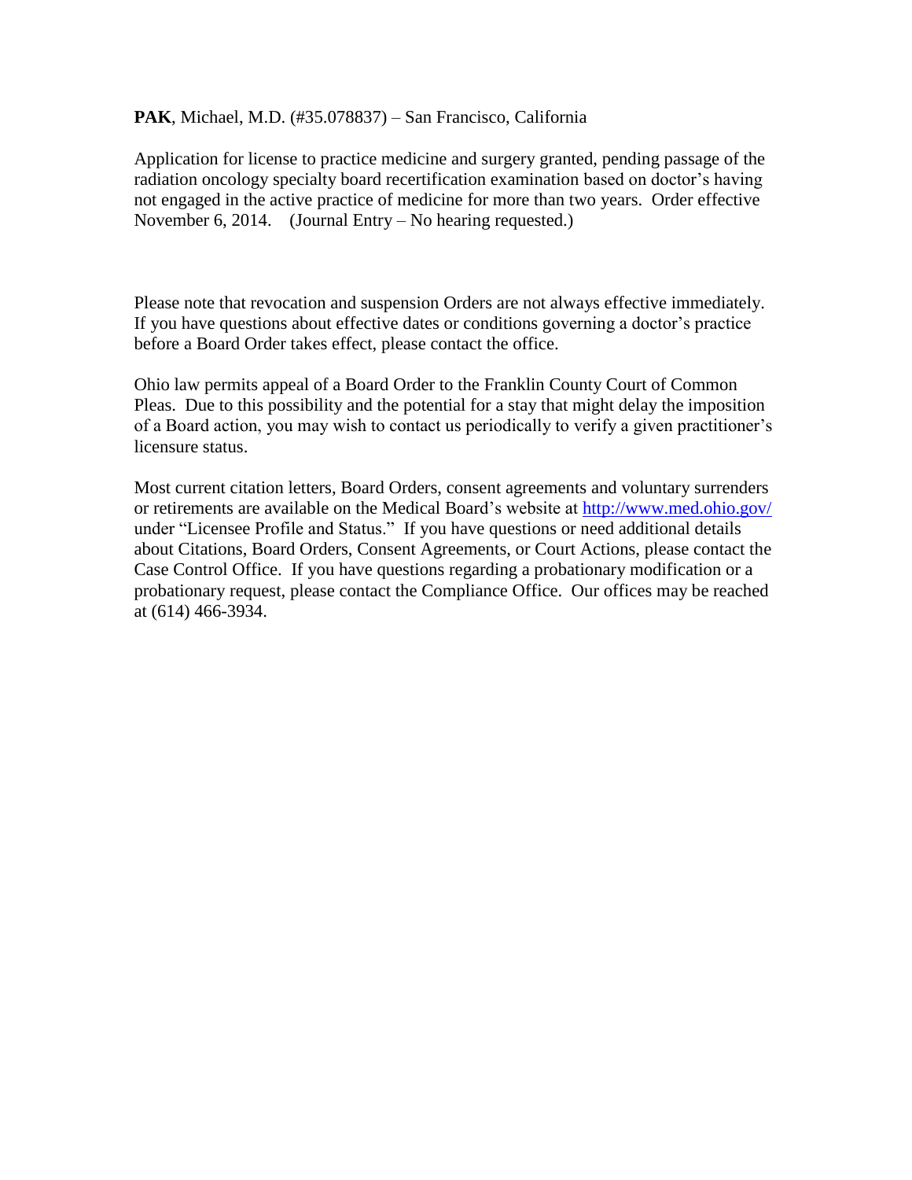**PAK**, Michael, M.D. (#35.078837) – San Francisco, California

Application for license to practice medicine and surgery granted, pending passage of the radiation oncology specialty board recertification examination based on doctor's having not engaged in the active practice of medicine for more than two years. Order effective November 6, 2014. (Journal Entry – No hearing requested.)

Please note that revocation and suspension Orders are not always effective immediately. If you have questions about effective dates or conditions governing a doctor's practice before a Board Order takes effect, please contact the office.

Ohio law permits appeal of a Board Order to the Franklin County Court of Common Pleas. Due to this possibility and the potential for a stay that might delay the imposition of a Board action, you may wish to contact us periodically to verify a given practitioner's licensure status.

Most current citation letters, Board Orders, consent agreements and voluntary surrenders or retirements are available on the Medical Board's website at http://www.med.ohio.gov/ under "Licensee Profile and Status." If you have questions or need additional details about Citations, Board Orders, Consent Agreements, or Court Actions, please contact the Case Control Office. If you have questions regarding a probationary modification or a probationary request, please contact the Compliance Office. Our offices may be reached at (614) 466-3934.